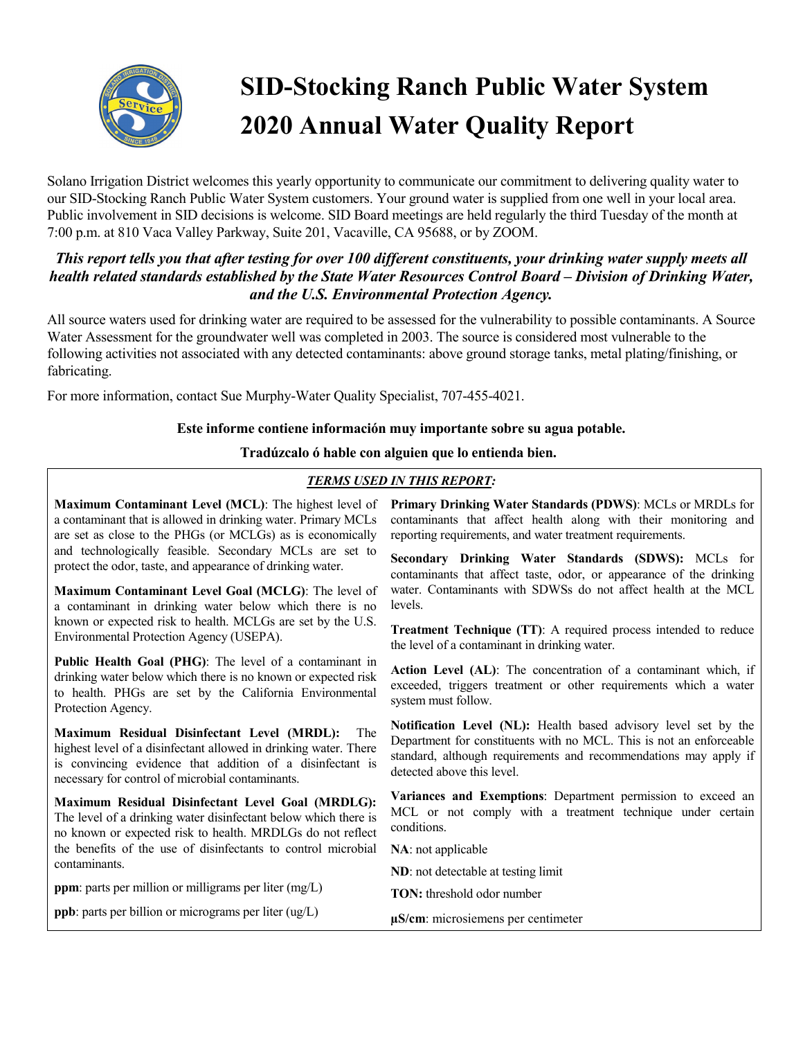# SID-Stocking Ranch Public Water System 2020 Annual Water Quality Report

Solano Irrigation District welcomes this yearly opportunity to communicate our commitment to delivering quality water to our SID-Stocking Ranch Public Water System customers. Your ground water is supplied from one well in your local area. Public involvement in SID decisions is welcome. SID Board meetings are held regularly the third Tuesday of the month at 7:00 p.m. at 810 Vaca Valley Parkway, Suite 201, Vacaville, CA 95688, or by ZOOM.

***This report tells you that after testing for over 100 different constituents, your drinking water supply meets all health related standards established by the State Water Resources Control Board – Division of Drinking Water, and the U.S. Environmental Protection Agency.***

All source waters used for drinking water are required to be assessed for the vulnerability to possible contaminants. A Source Water Assessment for the groundwater well was completed in 2003. The source is considered most vulnerable to the following activities not associated with any detected contaminants: above ground storage tanks, metal plating/finishing, or fabricating.

For more information, contact Sue Murphy-Water Quality Specialist, 707-455-4021.

**Este informe contiene información muy importante sobre su agua potable.**

**Tradúzcalo ó hable con alguien que lo entienda bien.**

## *TERMS USED IN THIS REPORT:*

**Maximum Contaminant Level (MCL)**: The highest level of a contaminant that is allowed in drinking water. Primary MCLs are set as close to the PHGs (or MCLGs) as is economically and technologically feasible. Secondary MCLs are set to protect the odor, taste, and appearance of drinking water.

**Maximum Contaminant Level Goal (MCLG)**: The level of a contaminant in drinking water below which there is no known or expected risk to health. MCLGs are set by the U.S. Environmental Protection Agency (USEPA).

**Public Health Goal (PHG)**: The level of a contaminant in drinking water below which there is no known or expected risk to health. PHGs are set by the California Environmental Protection Agency.

**Maximum Residual Disinfectant Level (MRDL):** The highest level of a disinfectant allowed in drinking water. There is convincing evidence that addition of a disinfectant is necessary for control of microbial contaminants.

**Maximum Residual Disinfectant Level Goal (MRDLG):** The level of a drinking water disinfectant below which there is no known or expected risk to health. MRDLGs do not reflect the benefits of the use of disinfectants to control microbial contaminants.

**ppm**: parts per million or milligrams per liter (mg/L)

**ppb**: parts per billion or micrograms per liter (ug/L)

**Primary Drinking Water Standards (PDWS)**: MCLs or MRDLs for contaminants that affect health along with their monitoring and reporting requirements, and water treatment requirements.

**Secondary Drinking Water Standards (SDWS):** MCLs for contaminants that affect taste, odor, or appearance of the drinking water. Contaminants with SDWSs do not affect health at the MCL levels.

**Treatment Technique (TT)**: A required process intended to reduce the level of a contaminant in drinking water.

**Action Level (AL)**: The concentration of a contaminant which, if exceeded, triggers treatment or other requirements which a water system must follow.

**Notification Level (NL):** Health based advisory level set by the Department for constituents with no MCL. This is not an enforceable standard, although requirements and recommendations may apply if detected above this level.

**Variances and Exemptions**: Department permission to exceed an MCL or not comply with a treatment technique under certain conditions.

**NA**: not applicable

**ND**: not detectable at testing limit

**TON:** threshold odor number

**µS/cm**: microsiemens per centimeter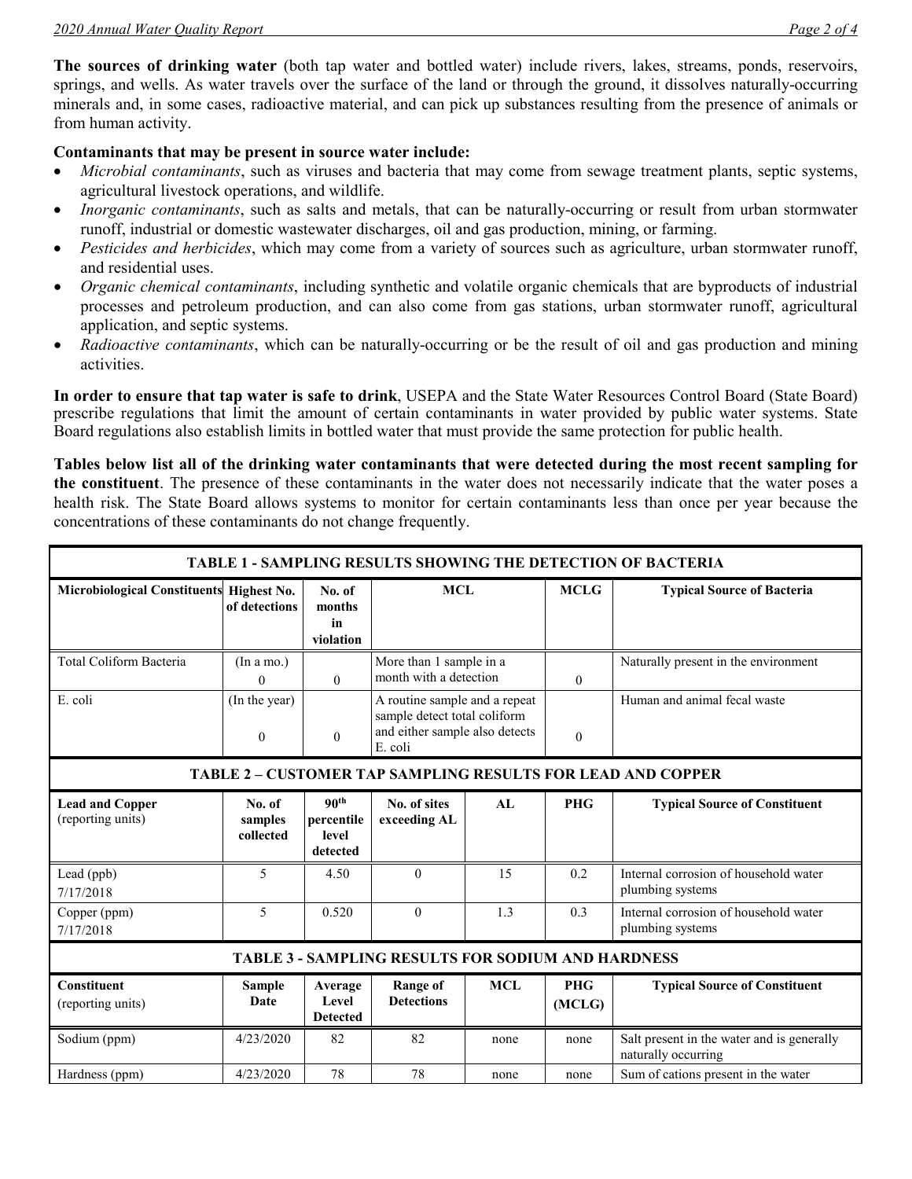**The sources of drinking water** (both tap water and bottled water) include rivers, lakes, streams, ponds, reservoirs, springs, and wells. As water travels over the surface of the land or through the ground, it dissolves naturally-occurring minerals and, in some cases, radioactive material, and can pick up substances resulting from the presence of animals or from human activity.

**Contaminants that may be present in source water include:**

- *Microbial contaminants*, such as viruses and bacteria that may come from sewage treatment plants, septic systems, agricultural livestock operations, and wildlife.
- *Inorganic contaminants*, such as salts and metals, that can be naturally-occurring or result from urban stormwater runoff, industrial or domestic wastewater discharges, oil and gas production, mining, or farming.
- *Pesticides and herbicides*, which may come from a variety of sources such as agriculture, urban stormwater runoff, and residential uses.
- *Organic chemical contaminants*, including synthetic and volatile organic chemicals that are byproducts of industrial processes and petroleum production, and can also come from gas stations, urban stormwater runoff, agricultural application, and septic systems.
- *Radioactive contaminants*, which can be naturally-occurring or be the result of oil and gas production and mining activities.

**In order to ensure that tap water is safe to drink**, USEPA and the State Water Resources Control Board (State Board) prescribe regulations that limit the amount of certain contaminants in water provided by public water systems. State Board regulations also establish limits in bottled water that must provide the same protection for public health.

**Tables below list all of the drinking water contaminants that were detected during the most recent sampling for the constituent**. The presence of these contaminants in the water does not necessarily indicate that the water poses a health risk. The State Board allows systems to monitor for certain contaminants less than once per year because the concentrations of these contaminants do not change frequently.

**TABLE 1 - SAMPLING RESULTS SHOWING THE DETECTION OF BACTERIA**

| Microbiological Constituents | Highest No. of detections | No. of months in violation | MCL | MCLG | Typical Source of Bacteria |
|---|---|---|---|---|---|
| Total Coliform Bacteria | (In a mo.) 0 | 0 | More than 1 sample in a month with a detection | 0 | Naturally present in the environment |
| E. coli | (In the year) 0 | 0 | A routine sample and a repeat sample detect total coliform and either sample also detects E. coli | 0 | Human and animal fecal waste |

**TABLE 2 – CUSTOMER TAP SAMPLING RESULTS FOR LEAD AND COPPER**

| Lead and Copper (reporting units) | No. of samples collected | 90th percentile level detected | No. of sites exceeding AL | AL | PHG | Typical Source of Constituent |
|---|---|---|---|---|---|---|
| Lead (ppb) 7/17/2018 | 5 | 4.50 | 0 | 15 | 0.2 | Internal corrosion of household water plumbing systems |
| Copper (ppm) 7/17/2018 | 5 | 0.520 | 0 | 1.3 | 0.3 | Internal corrosion of household water plumbing systems |

**TABLE 3 - SAMPLING RESULTS FOR SODIUM AND HARDNESS**

| Constituent (reporting units) | Sample Date | Average Level Detected | Range of Detections | MCL | PHG (MCLG) | Typical Source of Constituent |
|---|---|---|---|---|---|---|
| Sodium (ppm) | 4/23/2020 | 82 | 82 | none | none | Salt present in the water and is generally naturally occurring |
| Hardness (ppm) | 4/23/2020 | 78 | 78 | none | none | Sum of cations present in the water |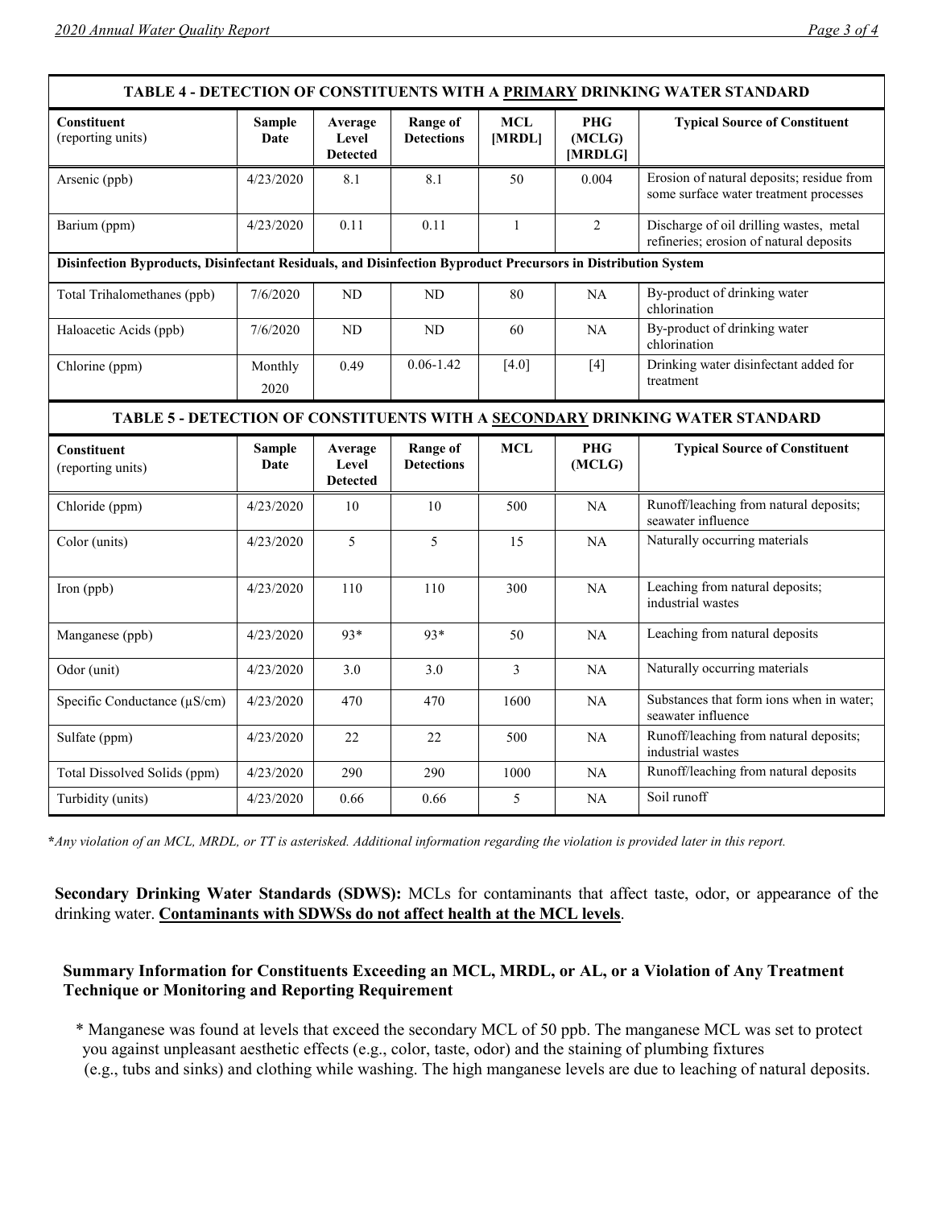| TABLE 4 - DETECTION OF CONSTITUENTS WITH A PRIMARY DRINKING WATER STANDARD | | | | | | |
|---|---|---|---|---|---|---|
| **Constituent** (reporting units) | **Sample Date** | **Average Level Detected** | **Range of Detections** | **MCL [MRDL]** | **PHG (MCLG) [MRDLG]** | **Typical Source of Constituent** |
| Arsenic (ppb) | 4/23/2020 | 8.1 | 8.1 | 50 | 0.004 | Erosion of natural deposits; residue from some surface water treatment processes |
| Barium (ppm) | 4/23/2020 | 0.11 | 0.11 | 1 | 2 | Discharge of oil drilling wastes, metal refineries; erosion of natural deposits |
| **Disinfection Byproducts, Disinfectant Residuals, and Disinfection Byproduct Precursors in Distribution System** | | | | | | |
| Total Trihalomethanes (ppb) | 7/6/2020 | ND | ND | 80 | NA | By-product of drinking water chlorination |
| Haloacetic Acids (ppb) | 7/6/2020 | ND | ND | 60 | NA | By-product of drinking water chlorination |
| Chlorine (ppm) | Monthly 2020 | 0.49 | 0.06-1.42 | [4.0] | [4] | Drinking water disinfectant added for treatment |

| TABLE 5 - DETECTION OF CONSTITUENTS WITH A SECONDARY DRINKING WATER STANDARD | | | | | | |
|---|---|---|---|---|---|---|
| **Constituent** (reporting units) | **Sample Date** | **Average Level Detected** | **Range of Detections** | **MCL** | **PHG (MCLG)** | **Typical Source of Constituent** |
| Chloride (ppm) | 4/23/2020 | 10 | 10 | 500 | NA | Runoff/leaching from natural deposits; seawater influence |
| Color (units) | 4/23/2020 | 5 | 5 | 15 | NA | Naturally occurring materials |
| Iron (ppb) | 4/23/2020 | 110 | 110 | 300 | NA | Leaching from natural deposits; industrial wastes |
| Manganese (ppb) | 4/23/2020 | 93* | 93* | 50 | NA | Leaching from natural deposits |
| Odor (unit) | 4/23/2020 | 3.0 | 3.0 | 3 | NA | Naturally occurring materials |
| Specific Conductance (μS/cm) | 4/23/2020 | 470 | 470 | 1600 | NA | Substances that form ions when in water; seawater influence |
| Sulfate (ppm) | 4/23/2020 | 22 | 22 | 500 | NA | Runoff/leaching from natural deposits; industrial wastes |
| Total Dissolved Solids (ppm) | 4/23/2020 | 290 | 290 | 1000 | NA | Runoff/leaching from natural deposits |
| Turbidity (units) | 4/23/2020 | 0.66 | 0.66 | 5 | NA | Soil runoff |

***Any violation of an MCL, MRDL, or TT is asterisked. Additional information regarding the violation is provided later in this report.*

**Secondary Drinking Water Standards (SDWS):** MCLs for contaminants that affect taste, odor, or appearance of the drinking water. **Contaminants with SDWSs do not affect health at the MCL levels**.

**Summary Information for Constituents Exceeding an MCL, MRDL, or AL, or a Violation of Any Treatment Technique or Monitoring and Reporting Requirement**

\* Manganese was found at levels that exceed the secondary MCL of 50 ppb. The manganese MCL was set to protect you against unpleasant aesthetic effects (e.g., color, taste, odor) and the staining of plumbing fixtures (e.g., tubs and sinks) and clothing while washing. The high manganese levels are due to leaching of natural deposits.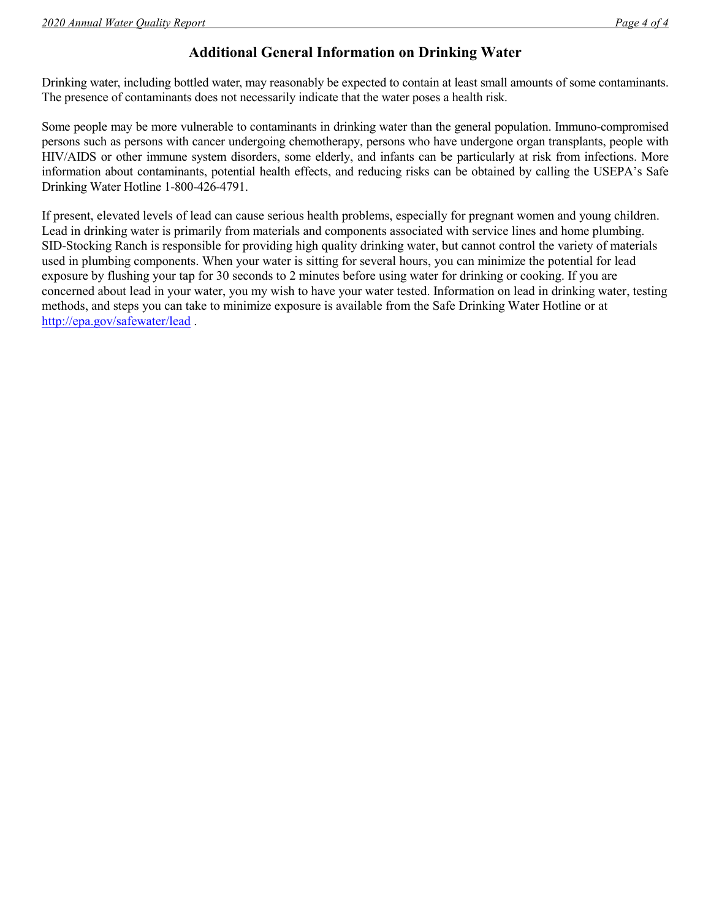## Additional General Information on Drinking Water

Drinking water, including bottled water, may reasonably be expected to contain at least small amounts of some contaminants. The presence of contaminants does not necessarily indicate that the water poses a health risk.

Some people may be more vulnerable to contaminants in drinking water than the general population. Immuno-compromised persons such as persons with cancer undergoing chemotherapy, persons who have undergone organ transplants, people with HIV/AIDS or other immune system disorders, some elderly, and infants can be particularly at risk from infections. More information about contaminants, potential health effects, and reducing risks can be obtained by calling the USEPA's Safe Drinking Water Hotline 1-800-426-4791.

If present, elevated levels of lead can cause serious health problems, especially for pregnant women and young children. Lead in drinking water is primarily from materials and components associated with service lines and home plumbing. SID-Stocking Ranch is responsible for providing high quality drinking water, but cannot control the variety of materials used in plumbing components. When your water is sitting for several hours, you can minimize the potential for lead exposure by flushing your tap for 30 seconds to 2 minutes before using water for drinking or cooking. If you are concerned about lead in your water, you my wish to have your water tested. Information on lead in drinking water, testing methods, and steps you can take to minimize exposure is available from the Safe Drinking Water Hotline or at [http://epa.gov/safewater/lead](http://epa.gov/safewater/lead) .